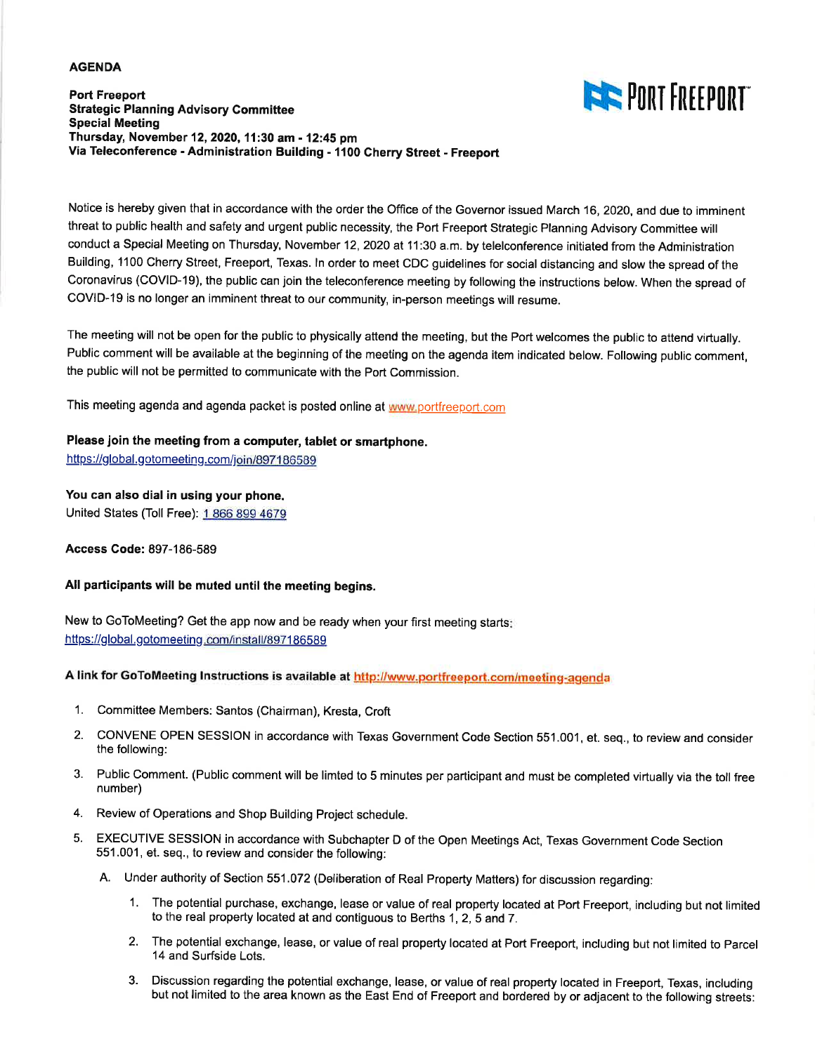**AGENDA**

**Port Freeport**
**Strategic Planning Advisory Committee**
**Special Meeting**
**Thursday, November 12, 2020, 11:30 am - 12:45 pm**
**Via Teleconference - Administration Building - 1100 Cherry Street - Freeport**

PORT FREEPORT

Notice is hereby given that in accordance with the order the Office of the Governor issued March 16, 2020, and due to imminent threat to public health and safety and urgent public necessity, the Port Freeport Strategic Planning Advisory Committee will conduct a Special Meeting on Thursday, November 12, 2020 at 11:30 a.m. by telelconference initiated from the Administration Building, 1100 Cherry Street, Freeport, Texas. In order to meet CDC guidelines for social distancing and slow the spread of the Coronavirus (COVID-19), the public can join the teleconference meeting by following the instructions below. When the spread of COVID-19 is no longer an imminent threat to our community, in-person meetings will resume.

The meeting will not be open for the public to physically attend the meeting, but the Port welcomes the public to attend virtually. Public comment will be available at the beginning of the meeting on the agenda item indicated below. Following public comment, the public will not be permitted to communicate with the Port Commission.

This meeting agenda and agenda packet is posted online at www.portfreeport.com

**Please join the meeting from a computer, tablet or smartphone.**
https://global.gotomeeting.com/join/897186589

**You can also dial in using your phone.**
United States (Toll Free): 1 866 899 4679

**Access Code:** 897-186-589

**All participants will be muted until the meeting begins.**

New to GoToMeeting? Get the app now and be ready when your first meeting starts:
https://global.gotomeeting.com/install/897186589

**A link for GoToMeeting Instructions is available at http://www.portfreeport.com/meeting-agenda**

1. Committee Members: Santos (Chairman), Kresta, Croft
2. CONVENE OPEN SESSION in accordance with Texas Government Code Section 551.001, et. seq., to review and consider the following:
3. Public Comment. (Public comment will be limted to 5 minutes per participant and must be completed virtually via the toll free number)
4. Review of Operations and Shop Building Project schedule.
5. EXECUTIVE SESSION in accordance with Subchapter D of the Open Meetings Act, Texas Government Code Section 551.001, et. seq., to review and consider the following:
   A. Under authority of Section 551.072 (Deliberation of Real Property Matters) for discussion regarding:
      1. The potential purchase, exchange, lease or value of real property located at Port Freeport, including but not limited to the real property located at and contiguous to Berths 1, 2, 5 and 7.
      2. The potential exchange, lease, or value of real property located at Port Freeport, including but not limited to Parcel 14 and Surfside Lots.
      3. Discussion regarding the potential exchange, lease, or value of real property located in Freeport, Texas, including but not limited to the area known as the East End of Freeport and bordered by or adjacent to the following streets: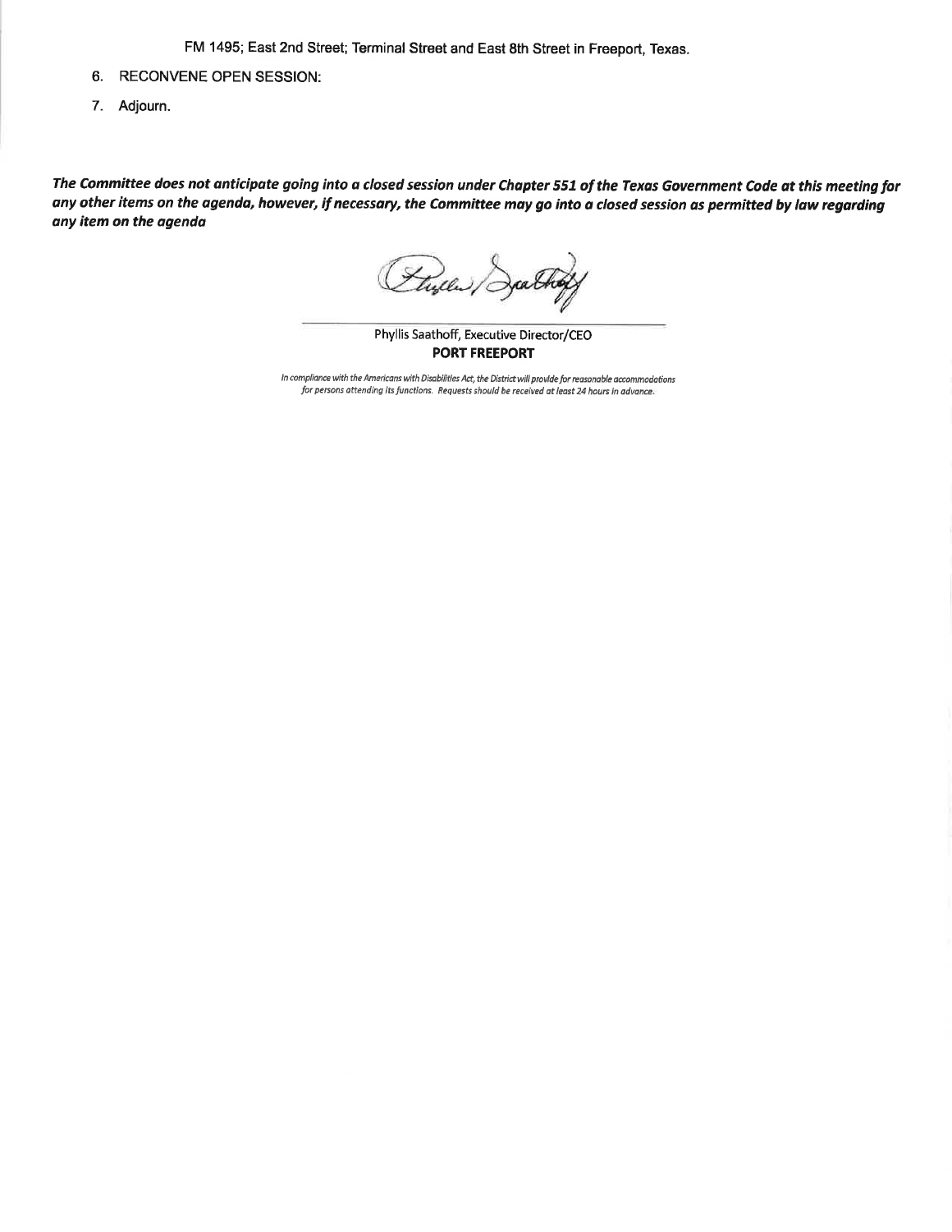FM 1495; East 2nd Street; Terminal Street and East 8th Street in Freeport, Texas.

6. RECONVENE OPEN SESSION:
7. Adjourn.

***The Committee does not anticipate going into a closed session under Chapter 551 of the Texas Government Code at this meeting for any other items on the agenda, however, if necessary, the Committee may go into a closed session as permitted by law regarding any item on the agenda***

Phyllis Saathoff, Executive Director/CEO
**PORT FREEPORT**

*In compliance with the Americans with Disabilities Act, the District will provide for reasonable accommodations for persons attending its functions. Requests should be received at least 24 hours in advance.*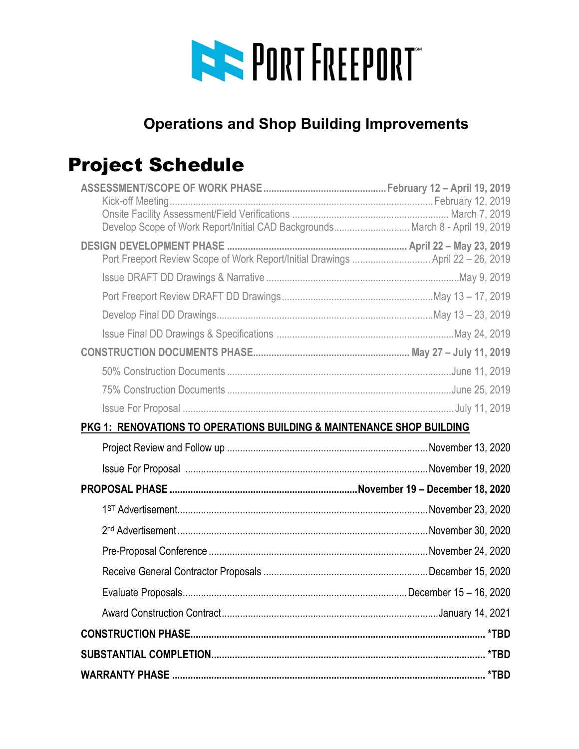# PORT FREEPORT

## Operations and Shop Building Improvements

# Project Schedule

**ASSESSMENT/SCOPE OF WORK PHASE .............................................. February 12 – April 19, 2019**

- Kick-off Meeting ..................................................................................................... February 12, 2019
- Onsite Facility Assessment/Field Verifications ............................................................ March 7, 2019
- Develop Scope of Work Report/Initial CAD Backgrounds ............................ March 8 - April 19, 2019

**DESIGN DEVELOPMENT PHASE .................................................................... April 22 – May 23, 2019**

- Port Freeport Review Scope of Work Report/Initial Drawings .............................. April 22 – 26, 2019
- Issue DRAFT DD Drawings & Narrative ........................................................................ May 9, 2019
- Port Freeport Review DRAFT DD Drawings ......................................................... May 13 – 17, 2019
- Develop Final DD Drawings ................................................................................. May 13 – 23, 2019
- Issue Final DD Drawings & Specifications .................................................................. May 24, 2019

**CONSTRUCTION DOCUMENTS PHASE ........................................................... May 27 – July 11, 2019**

- 50% Construction Documents .................................................................................... June 11, 2019
- 75% Construction Documents .................................................................................... June 25, 2019
- Issue For Proposal ....................................................................................................... July 11, 2019

**PKG 1: RENOVATIONS TO OPERATIONS BUILDING & MAINTENANCE SHOP BUILDING**

- Project Review and Follow up ............................................................................ November 13, 2020
- Issue For Proposal ............................................................................................ November 19, 2020

**PROPOSAL PHASE ...................................................................... November 19 – December 18, 2020**

- 1ST Advertisement ............................................................................................. November 23, 2020
- 2nd Advertisement .............................................................................................. November 30, 2020
- Pre-Proposal Conference .................................................................................. November 24, 2020
- Receive General Contractor Proposals ............................................................. December 15, 2020
- Evaluate Proposals .................................................................................... December 15 – 16, 2020
- Award Construction Contract ................................................................................ January 14, 2021

**CONSTRUCTION PHASE ............................................................................................................ *TBD**

**SUBSTANTIAL COMPLETION ..................................................................................................... *TBD**

**WARRANTY PHASE .................................................................................................................... *TBD**